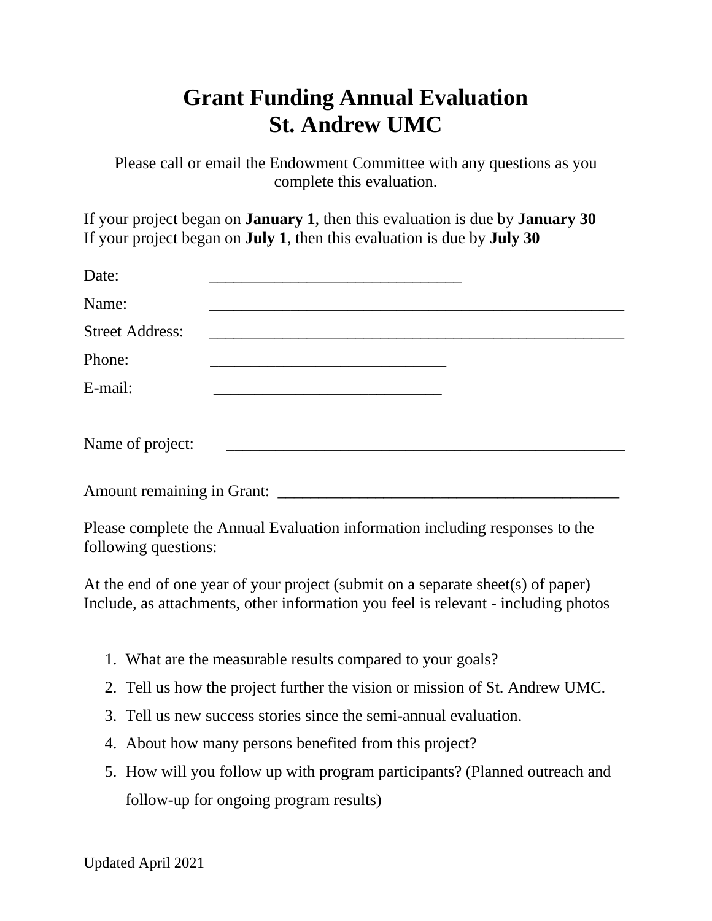# Grant Funding Annual Evaluation
# St. Andrew UMC

Please call or email the Endowment Committee with any questions as you complete this evaluation.

If your project began on **January 1**, then this evaluation is due by **January 30**
If your project began on **July 1**, then this evaluation is due by **July 30**

Date: ________________________________

Name: _____________________________________________________

Street Address: _____________________________________________________

Phone: ______________________________

E-mail: _____________________________

Name of project: ___________________________________________________

Amount remaining in Grant: ___________________________________________

Please complete the Annual Evaluation information including responses to the following questions:

At the end of one year of your project (submit on a separate sheet(s) of paper)
Include, as attachments, other information you feel is relevant - including photos

1. What are the measurable results compared to your goals?
2. Tell us how the project further the vision or mission of St. Andrew UMC.
3. Tell us new success stories since the semi-annual evaluation.
4. About how many persons benefited from this project?
5. How will you follow up with program participants? (Planned outreach and follow-up for ongoing program results)

Updated April 2021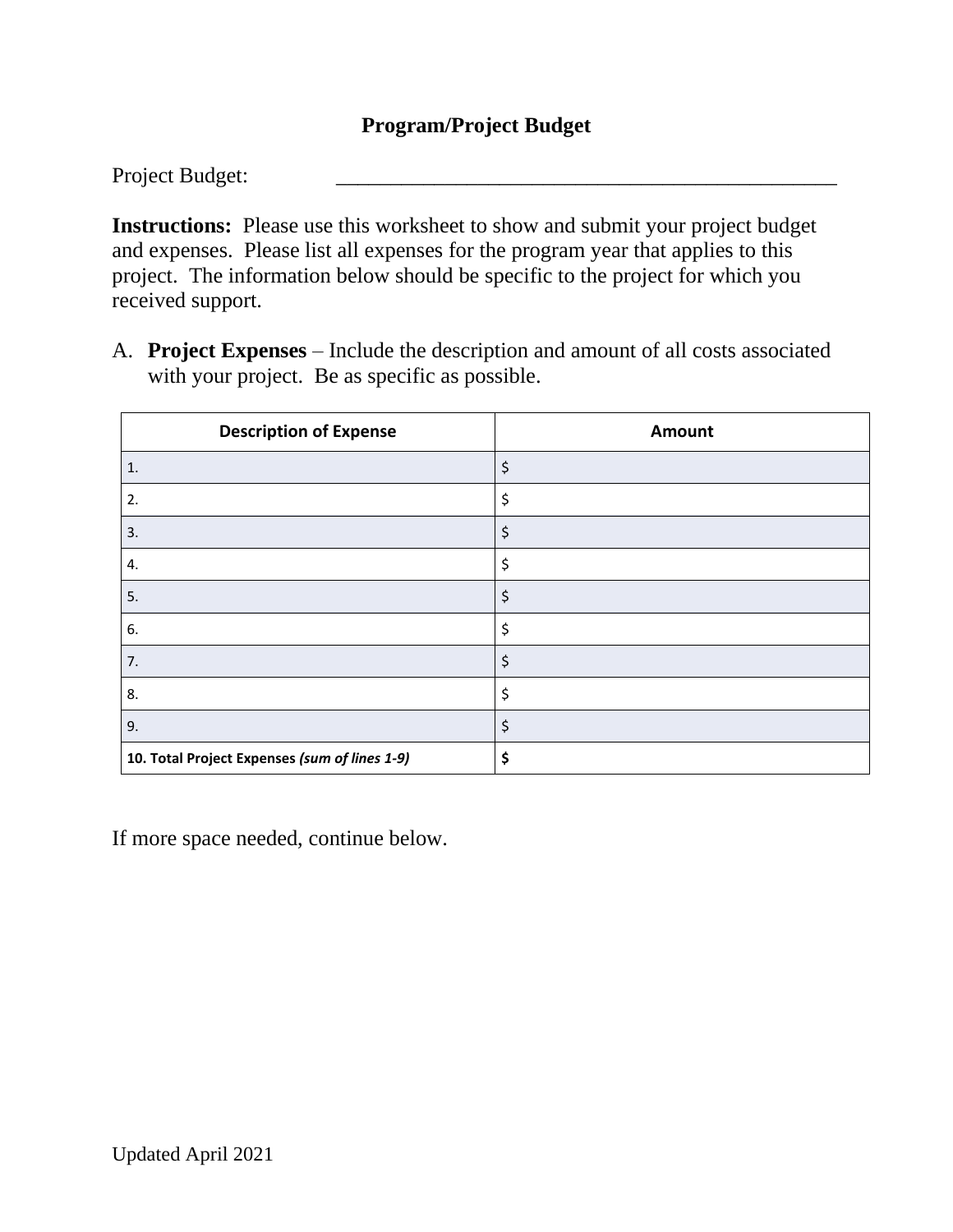# Program/Project Budget

Project Budget: ________________________________________________

**Instructions:** Please use this worksheet to show and submit your project budget and expenses. Please list all expenses for the program year that applies to this project. The information below should be specific to the project for which you received support.

A. **Project Expenses** – Include the description and amount of all costs associated with your project. Be as specific as possible.

| Description of Expense | Amount |
|---|---|
| 1. | $ |
| 2. | $ |
| 3. | $ |
| 4. | $ |
| 5. | $ |
| 6. | $ |
| 7. | $ |
| 8. | $ |
| 9. | $ |
| **10. Total Project Expenses *(sum of lines 1-9)*** | **$** |

If more space needed, continue below.

Updated April 2021